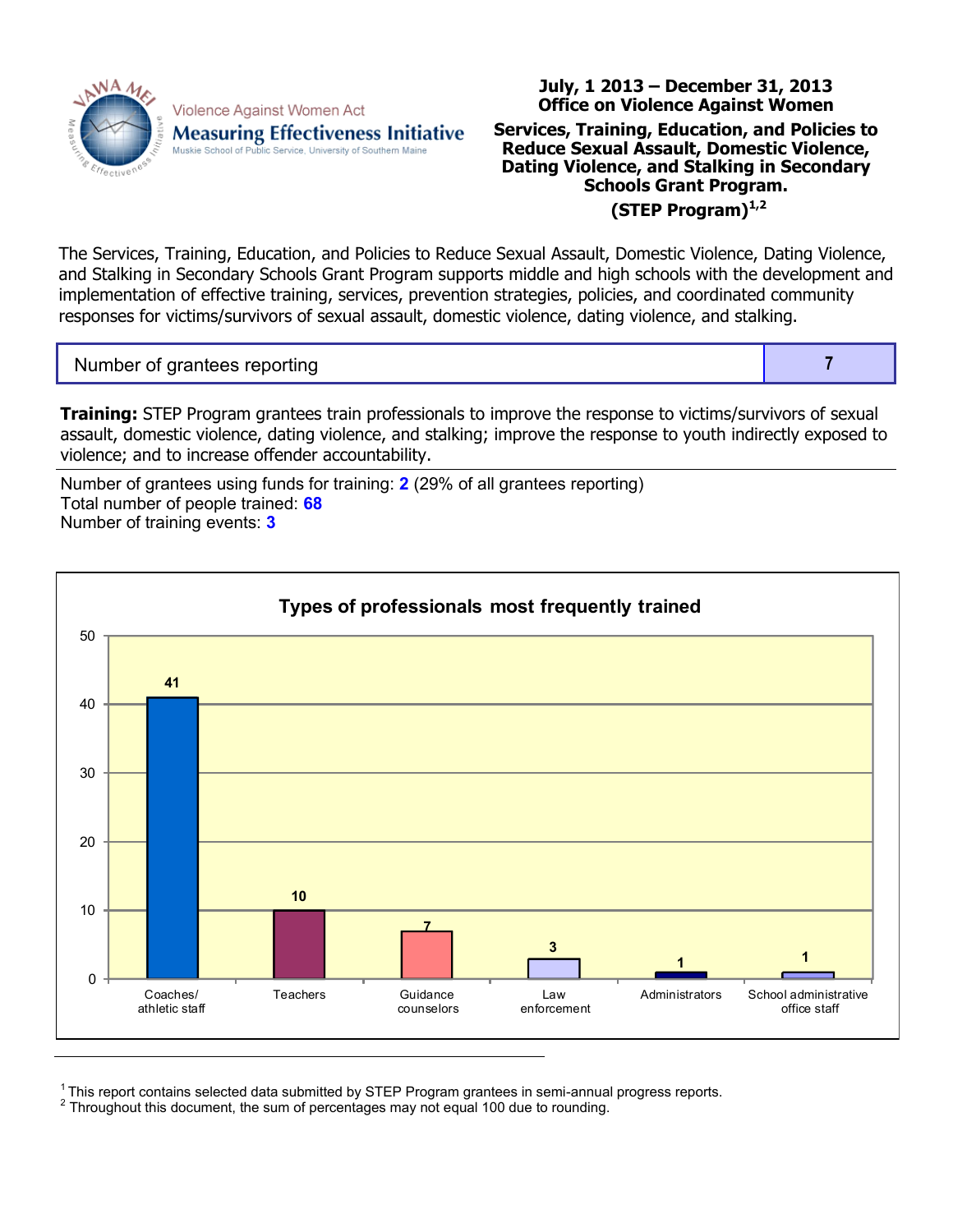Violence Against Women Act
**Measuring Effectiveness Initiative**
Muskie School of Public Service, University of Southern Maine

**July, 1 2013 – December 31, 2013**
**Office on Violence Against Women**

**Services, Training, Education, and Policies to Reduce Sexual Assault, Domestic Violence, Dating Violence, and Stalking in Secondary Schools Grant Program.**
**(STEP Program)[1,2]**

The Services, Training, Education, and Policies to Reduce Sexual Assault, Domestic Violence, Dating Violence, and Stalking in Secondary Schools Grant Program supports middle and high schools with the development and implementation of effective training, services, prevention strategies, policies, and coordinated community responses for victims/survivors of sexual assault, domestic violence, dating violence, and stalking.

| Number of grantees reporting | 7 |
| --- | --- |

**Training:** STEP Program grantees train professionals to improve the response to victims/survivors of sexual assault, domestic violence, dating violence, and stalking; improve the response to youth indirectly exposed to violence; and to increase offender accountability.

Number of grantees using funds for training: **2** (29% of all grantees reporting)
Total number of people trained: **68**
Number of training events: **3**

**Types of professionals most frequently trained**

| Type of professional | Number trained |
| --- | --- |
| Coaches/athletic staff | 41 |
| Teachers | 10 |
| Guidance counselors | 7 |
| Law enforcement | 3 |
| Administrators | 1 |
| School administrative office staff | 1 |

[1] This report contains selected data submitted by STEP Program grantees in semi-annual progress reports.
[2] Throughout this document, the sum of percentages may not equal 100 due to rounding.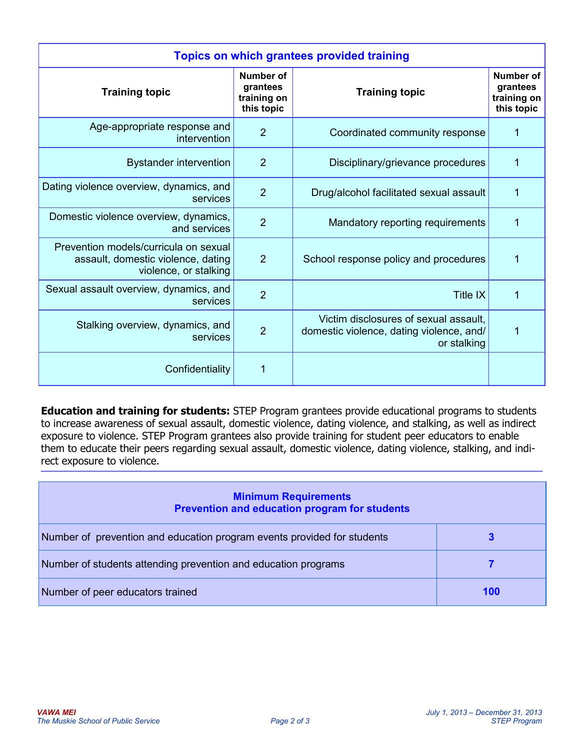| Topics on which grantees provided training | | | |
|---|---|---|---|
| **Training topic** | **Number of grantees training on this topic** | **Training topic** | **Number of grantees training on this topic** |
| Age-appropriate response and intervention | 2 | Coordinated community response | 1 |
| Bystander intervention | 2 | Disciplinary/grievance procedures | 1 |
| Dating violence overview, dynamics, and services | 2 | Drug/alcohol facilitated sexual assault | 1 |
| Domestic violence overview, dynamics, and services | 2 | Mandatory reporting requirements | 1 |
| Prevention models/curricula on sexual assault, domestic violence, dating violence, or stalking | 2 | School response policy and procedures | 1 |
| Sexual assault overview, dynamics, and services | 2 | Title IX | 1 |
| Stalking overview, dynamics, and services | 2 | Victim disclosures of sexual assault, domestic violence, dating violence, and/or stalking | 1 |
| Confidentiality | 1 | | |

**Education and training for students:** STEP Program grantees provide educational programs to students to increase awareness of sexual assault, domestic violence, dating violence, and stalking, as well as indirect exposure to violence. STEP Program grantees also provide training for student peer educators to enable them to educate their peers regarding sexual assault, domestic violence, dating violence, stalking, and indirect exposure to violence.

| Minimum Requirements<br>Prevention and education program for students | |
|---|---|
| Number of prevention and education program events provided for students | **3** |
| Number of students attending prevention and education programs | **7** |
| Number of peer educators trained | **100** |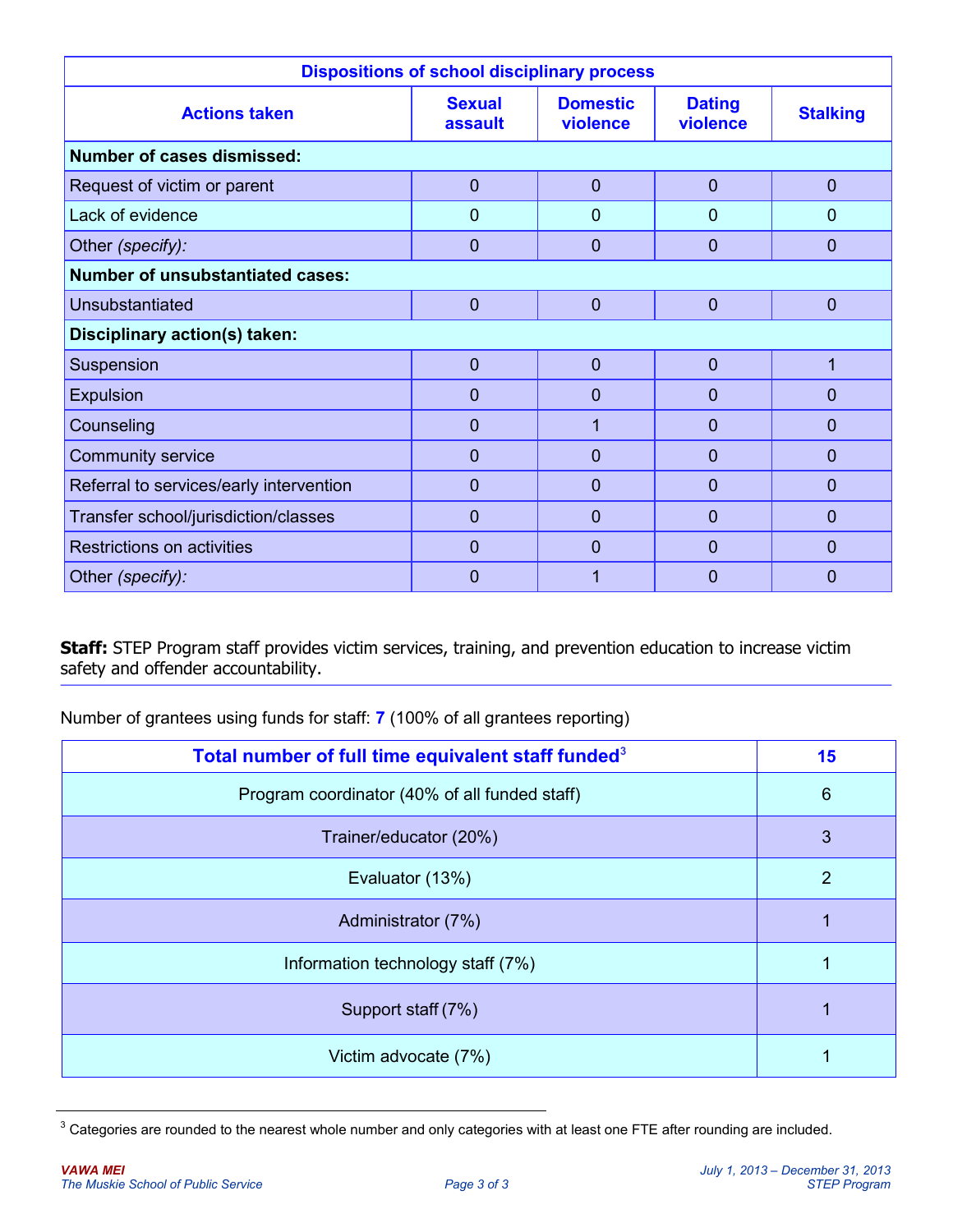| Dispositions of school disciplinary process | | | | |
| --- | --- | --- | --- | --- |
| **Actions taken** | **Sexual assault** | **Domestic violence** | **Dating violence** | **Stalking** |
| **Number of cases dismissed:** | | | | |
| Request of victim or parent | 0 | 0 | 0 | 0 |
| Lack of evidence | 0 | 0 | 0 | 0 |
| Other *(specify):* | 0 | 0 | 0 | 0 |
| **Number of unsubstantiated cases:** | | | | |
| Unsubstantiated | 0 | 0 | 0 | 0 |
| **Disciplinary action(s) taken:** | | | | |
| Suspension | 0 | 0 | 0 | 1 |
| Expulsion | 0 | 0 | 0 | 0 |
| Counseling | 0 | 1 | 0 | 0 |
| Community service | 0 | 0 | 0 | 0 |
| Referral to services/early intervention | 0 | 0 | 0 | 0 |
| Transfer school/jurisdiction/classes | 0 | 0 | 0 | 0 |
| Restrictions on activities | 0 | 0 | 0 | 0 |
| Other *(specify):* | 0 | 1 | 0 | 0 |

**Staff:** STEP Program staff provides victim services, training, and prevention education to increase victim safety and offender accountability.

Number of grantees using funds for staff: **7** (100% of all grantees reporting)

| **Total number of full time equivalent staff funded[3]** | **15** |
| --- | --- |
| Program coordinator (40% of all funded staff) | 6 |
| Trainer/educator (20%) | 3 |
| Evaluator (13%) | 2 |
| Administrator (7%) | 1 |
| Information technology staff (7%) | 1 |
| Support staff (7%) | 1 |
| Victim advocate (7%) | 1 |

[3] Categories are rounded to the nearest whole number and only categories with at least one FTE after rounding are included.